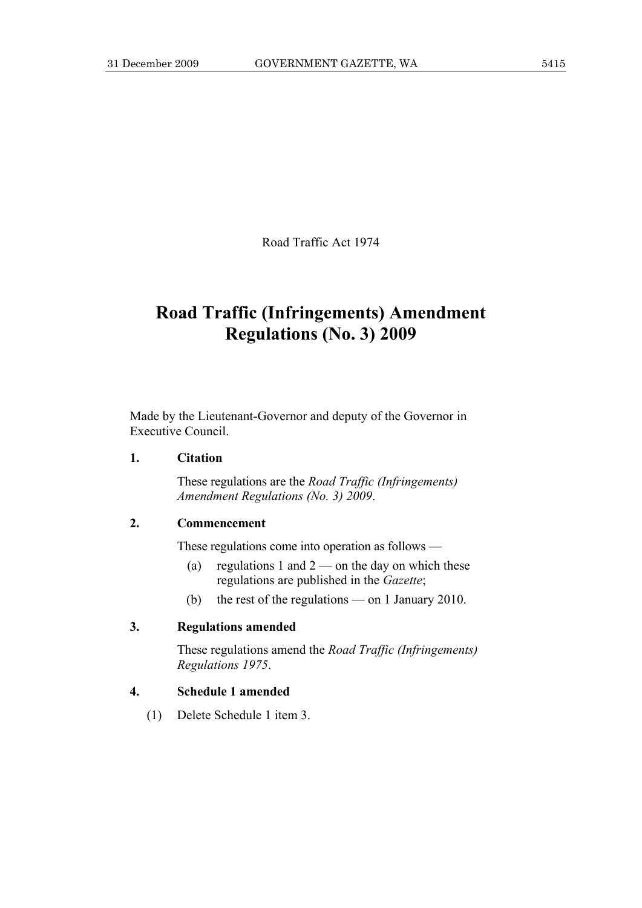Road Traffic Act 1974

# Road Traffic (Infringements) Amendment Regulations (No. 3) 2009

Made by the Lieutenant-Governor and deputy of the Governor in Executive Council.

**1. Citation**

These regulations are the *Road Traffic (Infringements) Amendment Regulations (No. 3) 2009*.

**2. Commencement**

These regulations come into operation as follows —

(a) regulations 1 and 2 — on the day on which these regulations are published in the *Gazette*;

(b) the rest of the regulations — on 1 January 2010.

**3. Regulations amended**

These regulations amend the *Road Traffic (Infringements) Regulations 1975*.

**4. Schedule 1 amended**

(1) Delete Schedule 1 item 3.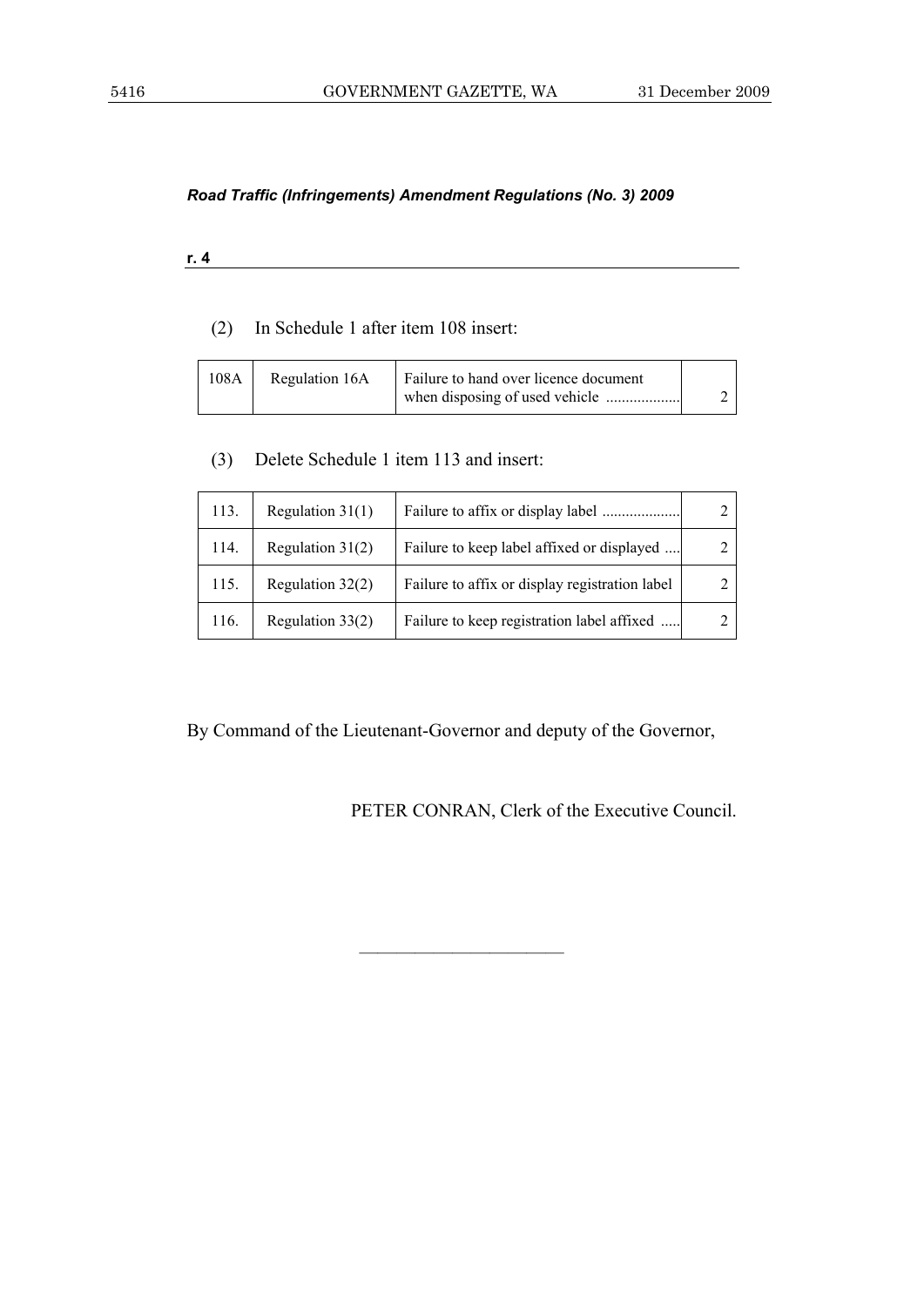*Road Traffic (Infringements) Amendment Regulations (No. 3) 2009*

**r. 4**

(2) In Schedule 1 after item 108 insert:

| | | | |
|---|---|---|---|
| 108A | Regulation 16A | Failure to hand over licence document when disposing of used vehicle .................. | 2 |

(3) Delete Schedule 1 item 113 and insert:

| | | | |
|---|---|---|---|
| 113. | Regulation 31(1) | Failure to affix or display label .................... | 2 |
| 114. | Regulation 31(2) | Failure to keep label affixed or displayed .... | 2 |
| 115. | Regulation 32(2) | Failure to affix or display registration label | 2 |
| 116. | Regulation 33(2) | Failure to keep registration label affixed ..... | 2 |

By Command of the Lieutenant-Governor and deputy of the Governor,

PETER CONRAN, Clerk of the Executive Council.

---